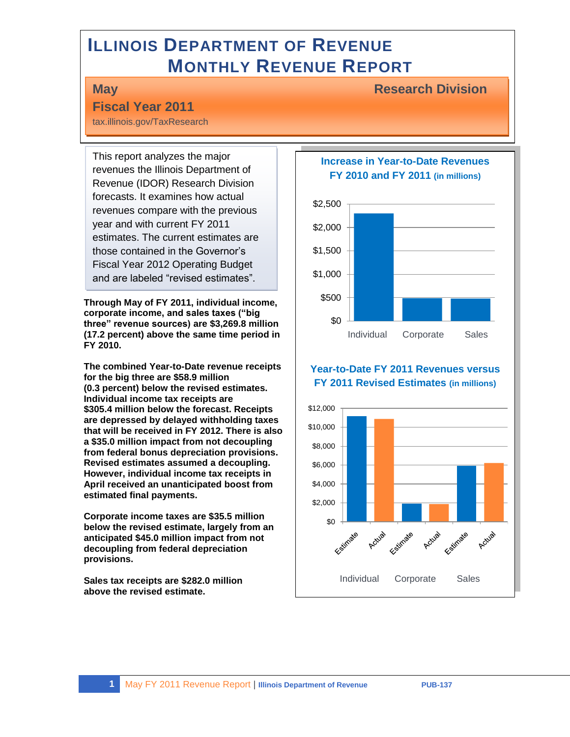# ILLINOIS DEPARTMENT OF REVENUE
## MONTHLY REVENUE REPORT

**May** **Research Division**

**Fiscal Year 2011**

tax.illinois.gov/TaxResearch

This report analyzes the major revenues the Illinois Department of Revenue (IDOR) Research Division forecasts. It examines how actual revenues compare with the previous year and with current FY 2011 estimates. The current estimates are those contained in the Governor's Fiscal Year 2012 Operating Budget and are labeled "revised estimates".

**Through May of FY 2011, individual income, corporate income, and sales taxes ("big three" revenue sources) are $3,269.8 million (17.2 percent) above the same time period in FY 2010.**

**The combined Year-to-Date revenue receipts for the big three are $58.9 million (0.3 percent) below the revised estimates. Individual income tax receipts are $305.4 million below the forecast. Receipts are depressed by delayed withholding taxes that will be received in FY 2012. There is also a $35.0 million impact from not decoupling from federal bonus depreciation provisions. Revised estimates assumed a decoupling. However, individual income tax receipts in April received an unanticipated boost from estimated final payments.**

**Corporate income taxes are $35.5 million below the revised estimate, largely from an anticipated $45.0 million impact from not decoupling from federal depreciation provisions.**

**Sales tax receipts are $282.0 million above the revised estimate.**

**Increase in Year-to-Date Revenues FY 2010 and FY 2011 (in millions)**

**Year-to-Date FY 2011 Revenues versus FY 2011 Revised Estimates (in millions)**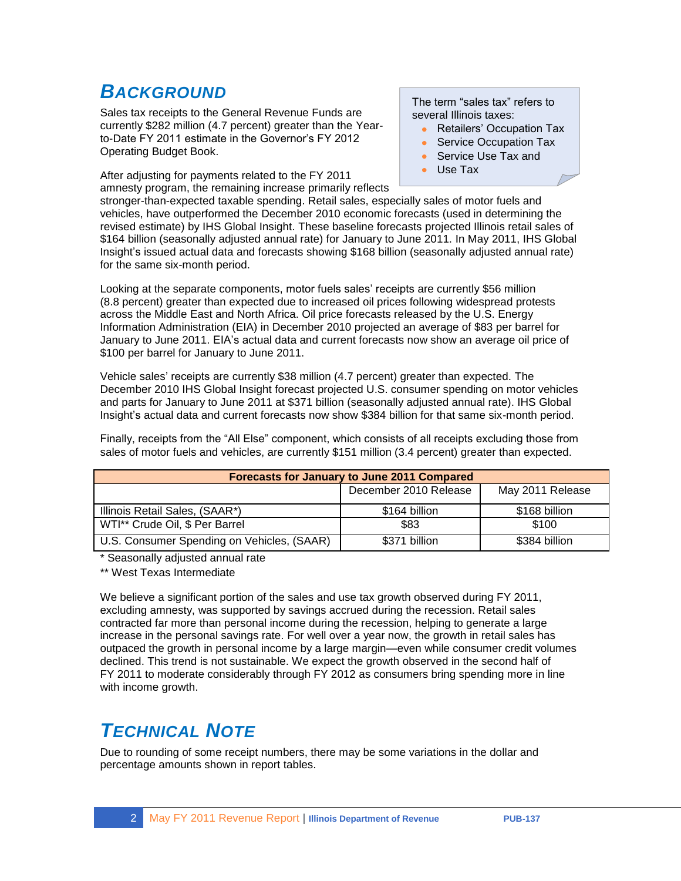## Background

Sales tax receipts to the General Revenue Funds are currently $282 million (4.7 percent) greater than the Year-to-Date FY 2011 estimate in the Governor's FY 2012 Operating Budget Book.

> The term "sales tax" refers to several Illinois taxes:
> - Retailers' Occupation Tax
> - Service Occupation Tax
> - Service Use Tax and
> - Use Tax

After adjusting for payments related to the FY 2011 amnesty program, the remaining increase primarily reflects stronger-than-expected taxable spending. Retail sales, especially sales of motor fuels and vehicles, have outperformed the December 2010 economic forecasts (used in determining the revised estimate) by IHS Global Insight. These baseline forecasts projected Illinois retail sales of $164 billion (seasonally adjusted annual rate) for January to June 2011. In May 2011, IHS Global Insight's issued actual data and forecasts showing $168 billion (seasonally adjusted annual rate) for the same six-month period.

Looking at the separate components, motor fuels sales' receipts are currently $56 million (8.8 percent) greater than expected due to increased oil prices following widespread protests across the Middle East and North Africa. Oil price forecasts released by the U.S. Energy Information Administration (EIA) in December 2010 projected an average of $83 per barrel for January to June 2011. EIA's actual data and current forecasts now show an average oil price of $100 per barrel for January to June 2011.

Vehicle sales' receipts are currently $38 million (4.7 percent) greater than expected. The December 2010 IHS Global Insight forecast projected U.S. consumer spending on motor vehicles and parts for January to June 2011 at $371 billion (seasonally adjusted annual rate). IHS Global Insight's actual data and current forecasts now show $384 billion for that same six-month period.

Finally, receipts from the "All Else" component, which consists of all receipts excluding those from sales of motor fuels and vehicles, are currently $151 million (3.4 percent) greater than expected.

| Forecasts for January to June 2011 Compared | | |
|---|---|---|
| | December 2010 Release | May 2011 Release |
| Illinois Retail Sales, (SAAR*) | $164 billion | $168 billion |
| WTI** Crude Oil, $ Per Barrel | $83 | $100 |
| U.S. Consumer Spending on Vehicles, (SAAR) | $371 billion | $384 billion |

\* Seasonally adjusted annual rate

** West Texas Intermediate

We believe a significant portion of the sales and use tax growth observed during FY 2011, excluding amnesty, was supported by savings accrued during the recession. Retail sales contracted far more than personal income during the recession, helping to generate a large increase in the personal savings rate. For well over a year now, the growth in retail sales has outpaced the growth in personal income by a large margin—even while consumer credit volumes declined. This trend is not sustainable. We expect the growth observed in the second half of FY 2011 to moderate considerably through FY 2012 as consumers bring spending more in line with income growth.

## Technical Note

Due to rounding of some receipt numbers, there may be some variations in the dollar and percentage amounts shown in report tables.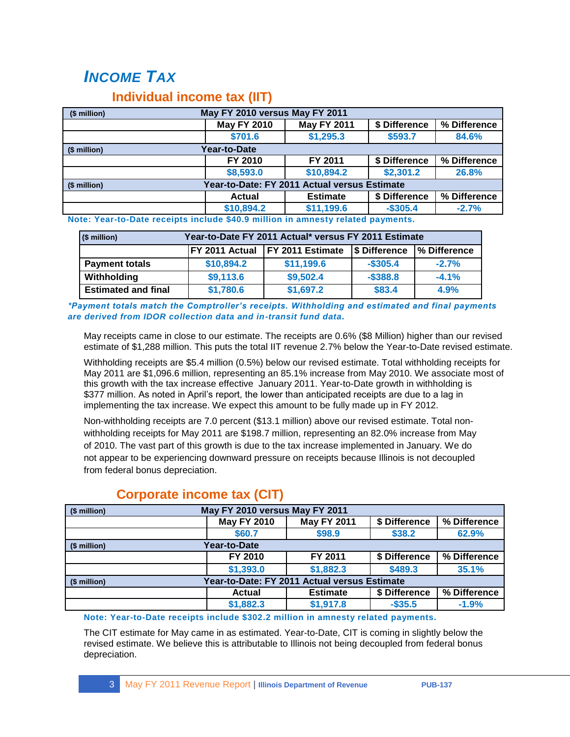# INCOME TAX

## Individual income tax (IIT)

| ($ million) | May FY 2010 versus May FY 2011 | | | |
|---|---|---|---|---|
| | May FY 2010 | May FY 2011 | $ Difference | % Difference |
| | $701.6 | $1,295.3 | $593.7 | 84.6% |
| ($ million) | Year-to-Date | | | |
| | FY 2010 | FY 2011 | $ Difference | % Difference |
| | $8,593.0 | $10,894.2 | $2,301.2 | 26.8% |
| ($ million) | Year-to-Date: FY 2011 Actual versus Estimate | | | |
| | Actual | Estimate | $ Difference | % Difference |
| | $10,894.2 | $11,199.6 | -$305.4 | -2.7% |

**Note: Year-to-Date receipts include $40.9 million in amnesty related payments.**

| ($ million) | Year-to-Date FY 2011 Actual* versus FY 2011 Estimate | | | |
|---|---|---|---|---|
| | FY 2011 Actual | FY 2011 Estimate | $ Difference | % Difference |
| Payment totals | $10,894.2 | $11,199.6 | -$305.4 | -2.7% |
| Withholding | $9,113.6 | $9,502.4 | -$388.8 | -4.1% |
| Estimated and final | $1,780.6 | $1,697.2 | $83.4 | 4.9% |

***Payment totals match the Comptroller's receipts. Withholding and estimated and final payments are derived from IDOR collection data and in-transit fund data.***

May receipts came in close to our estimate. The receipts are 0.6% ($8 Million) higher than our revised estimate of $1,288 million. This puts the total IIT revenue 2.7% below the Year-to-Date revised estimate.

Withholding receipts are $5.4 million (0.5%) below our revised estimate. Total withholding receipts for May 2011 are $1,096.6 million, representing an 85.1% increase from May 2010. We associate most of this growth with the tax increase effective January 2011. Year-to-Date growth in withholding is $377 million. As noted in April's report, the lower than anticipated receipts are due to a lag in implementing the tax increase. We expect this amount to be fully made up in FY 2012.

Non-withholding receipts are 7.0 percent ($13.1 million) above our revised estimate. Total non-withholding receipts for May 2011 are $198.7 million, representing an 82.0% increase from May of 2010. The vast part of this growth is due to the tax increase implemented in January. We do not appear to be experiencing downward pressure on receipts because Illinois is not decoupled from federal bonus depreciation.

## Corporate income tax (CIT)

| ($ million) | May FY 2010 versus May FY 2011 | | | |
|---|---|---|---|---|
| | May FY 2010 | May FY 2011 | $ Difference | % Difference |
| | $60.7 | $98.9 | $38.2 | 62.9% |
| ($ million) | Year-to-Date | | | |
| | FY 2010 | FY 2011 | $ Difference | % Difference |
| | $1,393.0 | $1,882.3 | $489.3 | 35.1% |
| ($ million) | Year-to-Date: FY 2011 Actual versus Estimate | | | |
| | Actual | Estimate | $ Difference | % Difference |
| | $1,882.3 | $1,917.8 | -$35.5 | -1.9% |

**Note: Year-to-Date receipts include $302.2 million in amnesty related payments.**

The CIT estimate for May came in as estimated. Year-to-Date, CIT is coming in slightly below the revised estimate. We believe this is attributable to Illinois not being decoupled from federal bonus depreciation.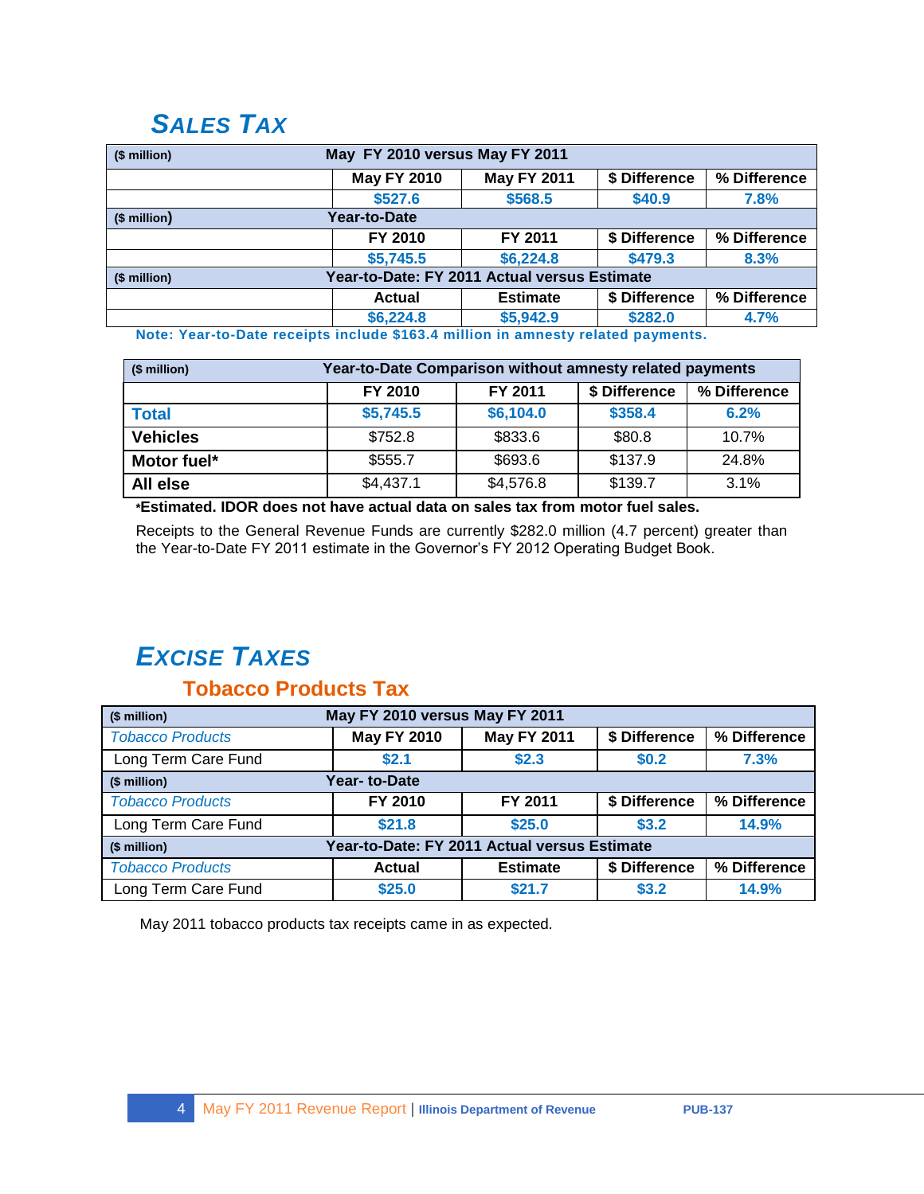## SALES TAX

| ($ million) | May FY 2010 versus May FY 2011 | | | |
|---|---|---|---|---|
| | May FY 2010 | May FY 2011 | $ Difference | % Difference |
| | $527.6 | $568.5 | $40.9 | 7.8% |
| ($ million) | Year-to-Date | | | |
| | FY 2010 | FY 2011 | $ Difference | % Difference |
| | $5,745.5 | $6,224.8 | $479.3 | 8.3% |
| ($ million) | Year-to-Date: FY 2011 Actual versus Estimate | | | |
| | Actual | Estimate | $ Difference | % Difference |
| | $6,224.8 | $5,942.9 | $282.0 | 4.7% |

Note: Year-to-Date receipts include $163.4 million in amnesty related payments.

| ($ million) | Year-to-Date Comparison without amnesty related payments | | | |
|---|---|---|---|---|
| | FY 2010 | FY 2011 | $ Difference | % Difference |
| **Total** | $5,745.5 | $6,104.0 | $358.4 | 6.2% |
| **Vehicles** | $752.8 | $833.6 | $80.8 | 10.7% |
| **Motor fuel*** | $555.7 | $693.6 | $137.9 | 24.8% |
| **All else** | $4,437.1 | $4,576.8 | $139.7 | 3.1% |

***Estimated. IDOR does not have actual data on sales tax from motor fuel sales.**

Receipts to the General Revenue Funds are currently $282.0 million (4.7 percent) greater than the Year-to-Date FY 2011 estimate in the Governor's FY 2012 Operating Budget Book.

## EXCISE TAXES

### Tobacco Products Tax

| ($ million) | May FY 2010 versus May FY 2011 | | | |
|---|---|---|---|---|
| *Tobacco Products* | May FY 2010 | May FY 2011 | $ Difference | % Difference |
| Long Term Care Fund | $2.1 | $2.3 | $0.2 | 7.3% |
| ($ million) | Year- to-Date | | | |
| *Tobacco Products* | FY 2010 | FY 2011 | $ Difference | % Difference |
| Long Term Care Fund | $21.8 | $25.0 | $3.2 | 14.9% |
| ($ million) | Year-to-Date: FY 2011 Actual versus Estimate | | | |
| *Tobacco Products* | Actual | Estimate | $ Difference | % Difference |
| Long Term Care Fund | $25.0 | $21.7 | $3.2 | 14.9% |

May 2011 tobacco products tax receipts came in as expected.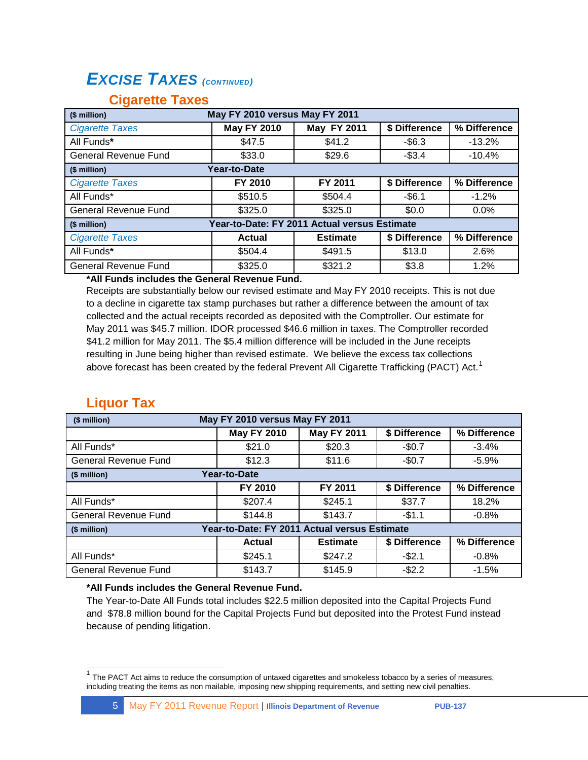# *EXCISE TAXES (CONTINUED)*

## Cigarette Taxes

| ($ million) | May FY 2010 versus May FY 2011 | | | |
|---|---|---|---|---|
| *Cigarette Taxes* | **May FY 2010** | **May FY 2011** | **$ Difference** | **% Difference** |
| All Funds* | $47.5 | $41.2 | -$6.3 | -13.2% |
| General Revenue Fund | $33.0 | $29.6 | -$3.4 | -10.4% |
| **($ million)** | **Year-to-Date** | | | |
| *Cigarette Taxes* | **FY 2010** | **FY 2011** | **$ Difference** | **% Difference** |
| All Funds* | $510.5 | $504.4 | -$6.1 | -1.2% |
| General Revenue Fund | $325.0 | $325.0 | $0.0 | 0.0% |
| **($ million)** | **Year-to-Date: FY 2011 Actual versus Estimate** | | | |
| *Cigarette Taxes* | **Actual** | **Estimate** | **$ Difference** | **% Difference** |
| All Funds* | $504.4 | $491.5 | $13.0 | 2.6% |
| General Revenue Fund | $325.0 | $321.2 | $3.8 | 1.2% |

**\*All Funds includes the General Revenue Fund.**

Receipts are substantially below our revised estimate and May FY 2010 receipts. This is not due to a decline in cigarette tax stamp purchases but rather a difference between the amount of tax collected and the actual receipts recorded as deposited with the Comptroller. Our estimate for May 2011 was $45.7 million. IDOR processed $46.6 million in taxes. The Comptroller recorded $41.2 million for May 2011. The $5.4 million difference will be included in the June receipts resulting in June being higher than revised estimate. We believe the excess tax collections above forecast has been created by the federal Prevent All Cigarette Trafficking (PACT) Act.[1]

## Liquor Tax

| ($ million) | May FY 2010 versus May FY 2011 | | | |
|---|---|---|---|---|
| | **May FY 2010** | **May FY 2011** | **$ Difference** | **% Difference** |
| All Funds* | $21.0 | $20.3 | -$0.7 | -3.4% |
| General Revenue Fund | $12.3 | $11.6 | -$0.7 | -5.9% |
| **($ million)** | **Year-to-Date** | | | |
| | **FY 2010** | **FY 2011** | **$ Difference** | **% Difference** |
| All Funds* | $207.4 | $245.1 | $37.7 | 18.2% |
| General Revenue Fund | $144.8 | $143.7 | -$1.1 | -0.8% |
| **($ million)** | **Year-to-Date: FY 2011 Actual versus Estimate** | | | |
| | **Actual** | **Estimate** | **$ Difference** | **% Difference** |
| All Funds* | $245.1 | $247.2 | -$2.1 | -0.8% |
| General Revenue Fund | $143.7 | $145.9 | -$2.2 | -1.5% |

**\*All Funds includes the General Revenue Fund.**

The Year-to-Date All Funds total includes $22.5 million deposited into the Capital Projects Fund and $78.8 million bound for the Capital Projects Fund but deposited into the Protest Fund instead because of pending litigation.

---

[1] The PACT Act aims to reduce the consumption of untaxed cigarettes and smokeless tobacco by a series of measures, including treating the items as non mailable, imposing new shipping requirements, and setting new civil penalties.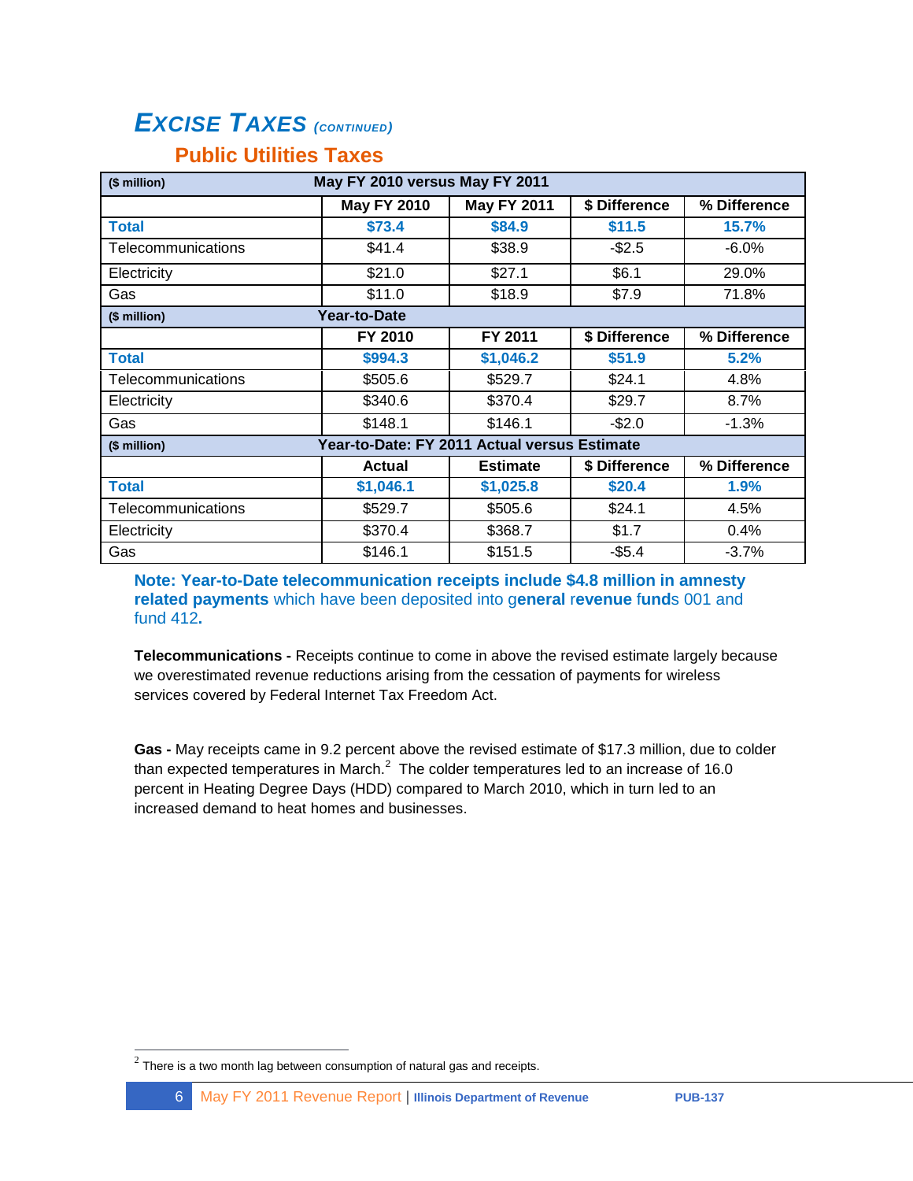# *EXCISE TAXES (CONTINUED)*

## Public Utilities Taxes

| ($ million) | May FY 2010 versus May FY 2011 | | | |
|---|---|---|---|---|
| | May FY 2010 | May FY 2011 | $ Difference | % Difference |
| **Total** | **$73.4** | **$84.9** | **$11.5** | **15.7%** |
| Telecommunications | $41.4 | $38.9 | -$2.5 | -6.0% |
| Electricity | $21.0 | $27.1 | $6.1 | 29.0% |
| Gas | $11.0 | $18.9 | $7.9 | 71.8% |
| ($ million) | Year-to-Date | | | |
| | FY 2010 | FY 2011 | $ Difference | % Difference |
| **Total** | **$994.3** | **$1,046.2** | **$51.9** | **5.2%** |
| Telecommunications | $505.6 | $529.7 | $24.1 | 4.8% |
| Electricity | $340.6 | $370.4 | $29.7 | 8.7% |
| Gas | $148.1 | $146.1 | -$2.0 | -1.3% |
| ($ million) | Year-to-Date: FY 2011 Actual versus Estimate | | | |
| | Actual | Estimate | $ Difference | % Difference |
| **Total** | **$1,046.1** | **$1,025.8** | **$20.4** | **1.9%** |
| Telecommunications | $529.7 | $505.6 | $24.1 | 4.5% |
| Electricity | $370.4 | $368.7 | $1.7 | 0.4% |
| Gas | $146.1 | $151.5 | -$5.4 | -3.7% |

**Note: Year-to-Date telecommunication receipts include $4.8 million in amnesty related payments** which have been deposited into g**eneral revenue fund**s 001 and fund 412**.**

**Telecommunications -** Receipts continue to come in above the revised estimate largely because we overestimated revenue reductions arising from the cessation of payments for wireless services covered by Federal Internet Tax Freedom Act.

**Gas -** May receipts came in 9.2 percent above the revised estimate of $17.3 million, due to colder than expected temperatures in March.[2] The colder temperatures led to an increase of 16.0 percent in Heating Degree Days (HDD) compared to March 2010, which in turn led to an increased demand to heat homes and businesses.

[2] There is a two month lag between consumption of natural gas and receipts.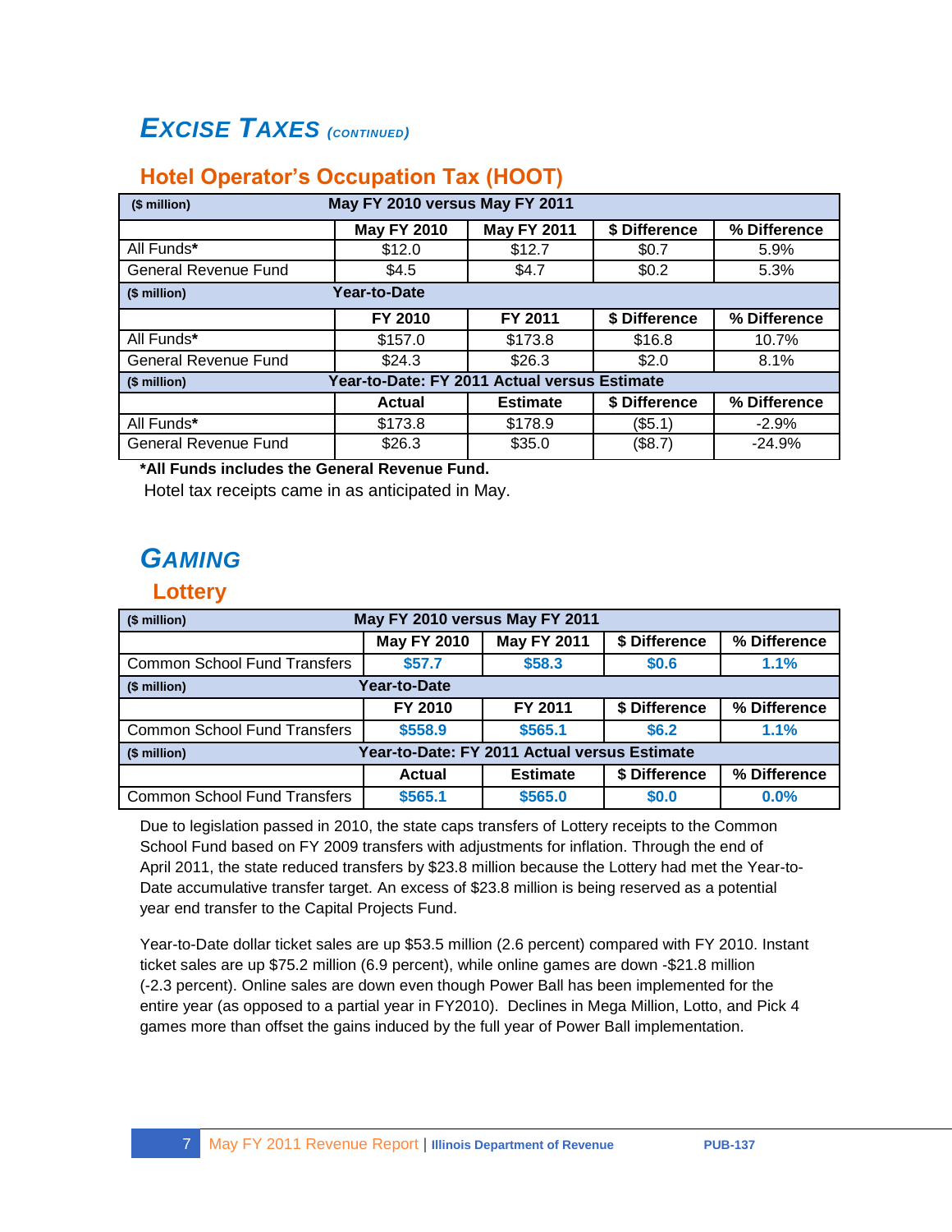# *EXCISE TAXES (CONTINUED)*

## Hotel Operator's Occupation Tax (HOOT)

| ($ million) | May FY 2010 versus May FY 2011 | | | |
|---|---|---|---|---|
| | **May FY 2010** | **May FY 2011** | **$ Difference** | **% Difference** |
| All Funds* | $12.0 | $12.7 | $0.7 | 5.9% |
| General Revenue Fund | $4.5 | $4.7 | $0.2 | 5.3% |
| **($ million)** | **Year-to-Date** | | | |
| | **FY 2010** | **FY 2011** | **$ Difference** | **% Difference** |
| All Funds* | $157.0 | $173.8 | $16.8 | 10.7% |
| General Revenue Fund | $24.3 | $26.3 | $2.0 | 8.1% |
| **($ million)** | **Year-to-Date: FY 2011 Actual versus Estimate** | | | |
| | **Actual** | **Estimate** | **$ Difference** | **% Difference** |
| All Funds* | $173.8 | $178.9 | ($5.1) | -2.9% |
| General Revenue Fund | $26.3 | $35.0 | ($8.7) | -24.9% |

**\*All Funds includes the General Revenue Fund.**

Hotel tax receipts came in as anticipated in May.

# *GAMING*

## Lottery

| ($ million) | May FY 2010 versus May FY 2011 | | | |
|---|---|---|---|---|
| | **May FY 2010** | **May FY 2011** | **$ Difference** | **% Difference** |
| Common School Fund Transfers | $57.7 | $58.3 | $0.6 | 1.1% |
| **($ million)** | **Year-to-Date** | | | |
| | **FY 2010** | **FY 2011** | **$ Difference** | **% Difference** |
| Common School Fund Transfers | $558.9 | $565.1 | $6.2 | 1.1% |
| **($ million)** | **Year-to-Date: FY 2011 Actual versus Estimate** | | | |
| | **Actual** | **Estimate** | **$ Difference** | **% Difference** |
| Common School Fund Transfers | $565.1 | $565.0 | $0.0 | 0.0% |

Due to legislation passed in 2010, the state caps transfers of Lottery receipts to the Common School Fund based on FY 2009 transfers with adjustments for inflation. Through the end of April 2011, the state reduced transfers by $23.8 million because the Lottery had met the Year-to-Date accumulative transfer target. An excess of $23.8 million is being reserved as a potential year end transfer to the Capital Projects Fund.

Year-to-Date dollar ticket sales are up $53.5 million (2.6 percent) compared with FY 2010. Instant ticket sales are up $75.2 million (6.9 percent), while online games are down -$21.8 million (-2.3 percent). Online sales are down even though Power Ball has been implemented for the entire year (as opposed to a partial year in FY2010). Declines in Mega Million, Lotto, and Pick 4 games more than offset the gains induced by the full year of Power Ball implementation.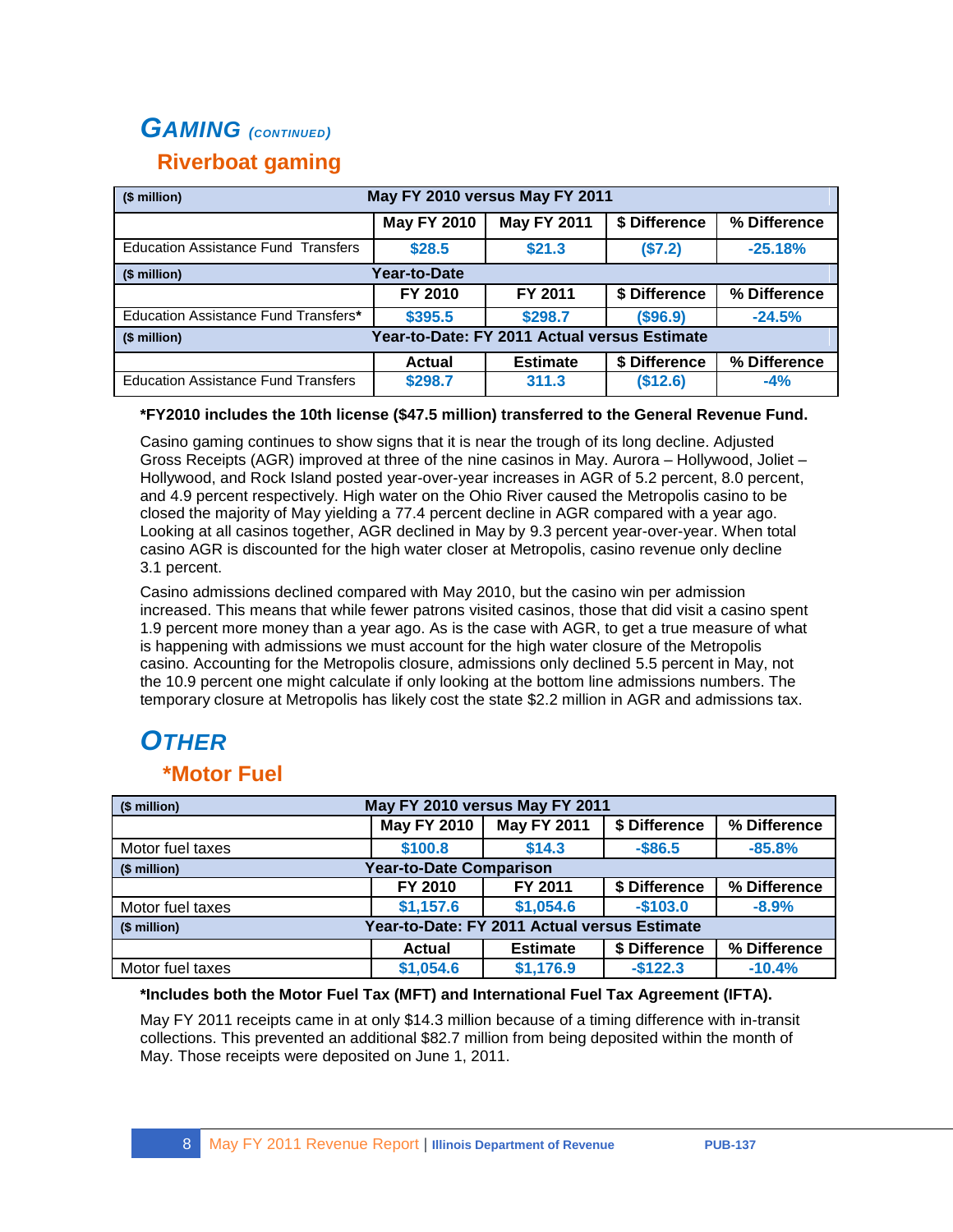# GAMING *(CONTINUED)*

## Riverboat gaming

| ($ million) | May FY 2010 versus May FY 2011 | | | |
|---|---|---|---|---|
| | May FY 2010 | May FY 2011 | $ Difference | % Difference |
| Education Assistance Fund Transfers | $28.5 | $21.3 | ($7.2) | -25.18% |
| ($ million) | Year-to-Date | | | |
| | FY 2010 | FY 2011 | $ Difference | % Difference |
| Education Assistance Fund Transfers* | $395.5 | $298.7 | ($96.9) | -24.5% |
| ($ million) | Year-to-Date: FY 2011 Actual versus Estimate | | | |
| | Actual | Estimate | $ Difference | % Difference |
| Education Assistance Fund Transfers | $298.7 | 311.3 | ($12.6) | -4% |

**\*FY2010 includes the 10th license ($47.5 million) transferred to the General Revenue Fund.**

Casino gaming continues to show signs that it is near the trough of its long decline. Adjusted Gross Receipts (AGR) improved at three of the nine casinos in May. Aurora – Hollywood, Joliet – Hollywood, and Rock Island posted year-over-year increases in AGR of 5.2 percent, 8.0 percent, and 4.9 percent respectively. High water on the Ohio River caused the Metropolis casino to be closed the majority of May yielding a 77.4 percent decline in AGR compared with a year ago. Looking at all casinos together, AGR declined in May by 9.3 percent year-over-year. When total casino AGR is discounted for the high water closer at Metropolis, casino revenue only decline 3.1 percent.

Casino admissions declined compared with May 2010, but the casino win per admission increased. This means that while fewer patrons visited casinos, those that did visit a casino spent 1.9 percent more money than a year ago. As is the case with AGR, to get a true measure of what is happening with admissions we must account for the high water closure of the Metropolis casino. Accounting for the Metropolis closure, admissions only declined 5.5 percent in May, not the 10.9 percent one might calculate if only looking at the bottom line admissions numbers. The temporary closure at Metropolis has likely cost the state $2.2 million in AGR and admissions tax.

# OTHER

## *Motor Fuel

| ($ million) | May FY 2010 versus May FY 2011 | | | |
|---|---|---|---|---|
| | May FY 2010 | May FY 2011 | $ Difference | % Difference |
| Motor fuel taxes | $100.8 | $14.3 | -$86.5 | -85.8% |
| ($ million) | Year-to-Date Comparison | | | |
| | FY 2010 | FY 2011 | $ Difference | % Difference |
| Motor fuel taxes | $1,157.6 | $1,054.6 | -$103.0 | -8.9% |
| ($ million) | Year-to-Date: FY 2011 Actual versus Estimate | | | |
| | Actual | Estimate | $ Difference | % Difference |
| Motor fuel taxes | $1,054.6 | $1,176.9 | -$122.3 | -10.4% |

**\*Includes both the Motor Fuel Tax (MFT) and International Fuel Tax Agreement (IFTA).**

May FY 2011 receipts came in at only $14.3 million because of a timing difference with in-transit collections. This prevented an additional $82.7 million from being deposited within the month of May. Those receipts were deposited on June 1, 2011.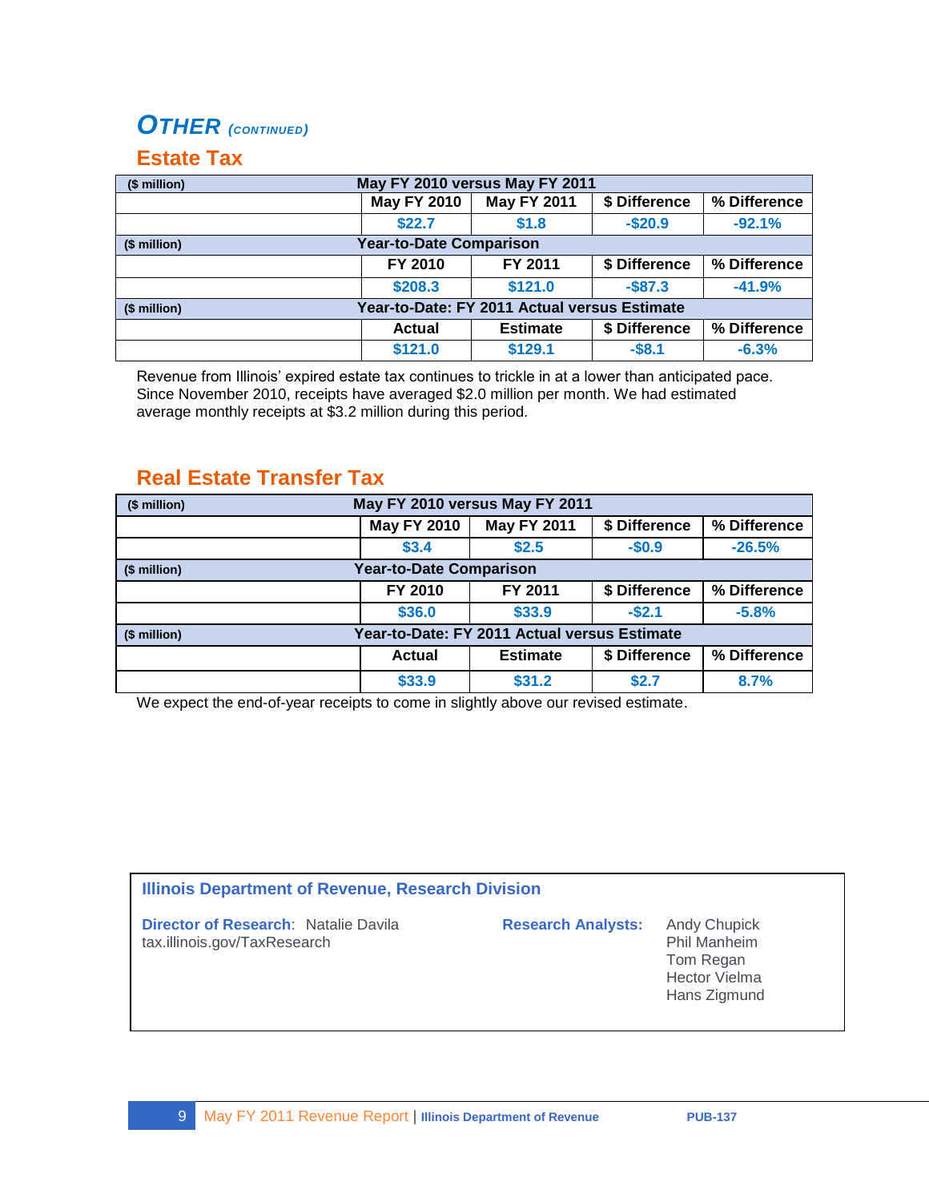## OTHER *(CONTINUED)*

### Estate Tax

| ($ million) | May FY 2010 versus May FY 2011 | | | |
|---|---|---|---|---|
| | May FY 2010 | May FY 2011 | $ Difference | % Difference |
| | $22.7 | $1.8 | -$20.9 | -92.1% |
| ($ million) | Year-to-Date Comparison | | | |
| | FY 2010 | FY 2011 | $ Difference | % Difference |
| | $208.3 | $121.0 | -$87.3 | -41.9% |
| ($ million) | Year-to-Date: FY 2011 Actual versus Estimate | | | |
| | Actual | Estimate | $ Difference | % Difference |
| | $121.0 | $129.1 | -$8.1 | -6.3% |

Revenue from Illinois' expired estate tax continues to trickle in at a lower than anticipated pace. Since November 2010, receipts have averaged $2.0 million per month. We had estimated average monthly receipts at $3.2 million during this period.

### Real Estate Transfer Tax

| ($ million) | May FY 2010 versus May FY 2011 | | | |
|---|---|---|---|---|
| | May FY 2010 | May FY 2011 | $ Difference | % Difference |
| | $3.4 | $2.5 | -$0.9 | -26.5% |
| ($ million) | Year-to-Date Comparison | | | |
| | FY 2010 | FY 2011 | $ Difference | % Difference |
| | $36.0 | $33.9 | -$2.1 | -5.8% |
| ($ million) | Year-to-Date: FY 2011 Actual versus Estimate | | | |
| | Actual | Estimate | $ Difference | % Difference |
| | $33.9 | $31.2 | $2.7 | 8.7% |

We expect the end-of-year receipts to come in slightly above our revised estimate.

**Illinois Department of Revenue, Research Division**

**Director of Research**: Natalie Davila
tax.illinois.gov/TaxResearch

**Research Analysts:** Andy Chupick, Phil Manheim, Tom Regan, Hector Vielma, Hans Zigmund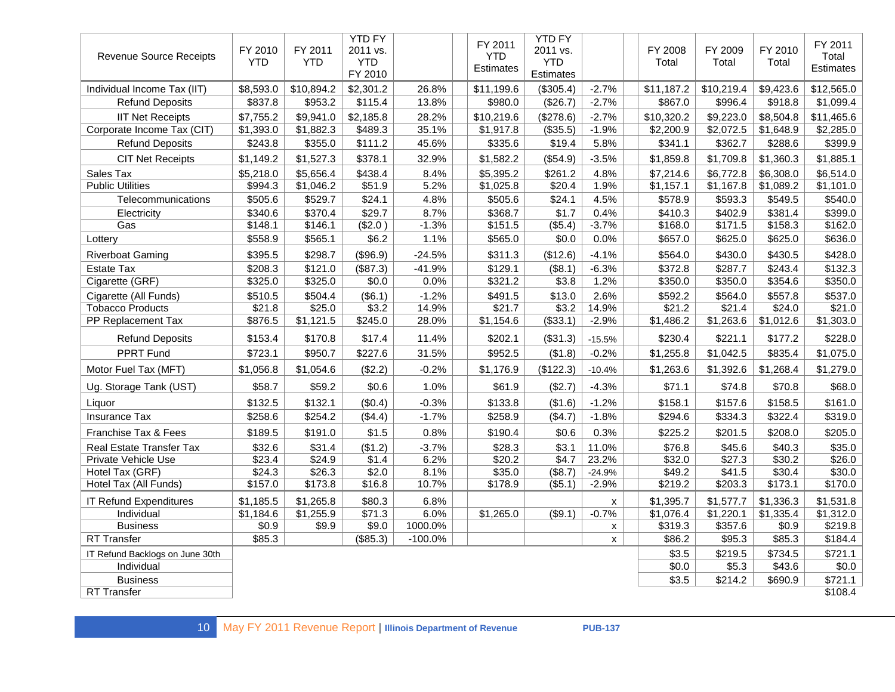| Revenue Source Receipts | FY 2010 YTD | FY 2011 YTD | YTD FY 2011 vs. YTD FY 2010 | | FY 2011 YTD Estimates | YTD FY 2011 vs. YTD Estimates | | FY 2008 Total | FY 2009 Total | FY 2010 Total | FY 2011 Total Estimates |
|---|---|---|---|---|---|---|---|---|---|---|---|
| Individual Income Tax (IIT) | $8,593.0 | $10,894.2 | $2,301.2 | 26.8% | $11,199.6 | ($305.4) | -2.7% | $11,187.2 | $10,219.4 | $9,423.6 | $12,565.0 |
| Refund Deposits | $837.8 | $953.2 | $115.4 | 13.8% | $980.0 | ($26.7) | -2.7% | $867.0 | $996.4 | $918.8 | $1,099.4 |
| IIT Net Receipts | $7,755.2 | $9,941.0 | $2,185.8 | 28.2% | $10,219.6 | ($278.6) | -2.7% | $10,320.2 | $9,223.0 | $8,504.8 | $11,465.6 |
| Corporate Income Tax (CIT) | $1,393.0 | $1,882.3 | $489.3 | 35.1% | $1,917.8 | ($35.5) | -1.9% | $2,200.9 | $2,072.5 | $1,648.9 | $2,285.0 |
| Refund Deposits | $243.8 | $355.0 | $111.2 | 45.6% | $335.6 | $19.4 | 5.8% | $341.1 | $362.7 | $288.6 | $399.9 |
| CIT Net Receipts | $1,149.2 | $1,527.3 | $378.1 | 32.9% | $1,582.2 | ($54.9) | -3.5% | $1,859.8 | $1,709.8 | $1,360.3 | $1,885.1 |
| Sales Tax | $5,218.0 | $5,656.4 | $438.4 | 8.4% | $5,395.2 | $261.2 | 4.8% | $7,214.6 | $6,772.8 | $6,308.0 | $6,514.0 |
| Public Utilities | $994.3 | $1,046.2 | $51.9 | 5.2% | $1,025.8 | $20.4 | 1.9% | $1,157.1 | $1,167.8 | $1,089.2 | $1,101.0 |
| Telecommunications | $505.6 | $529.7 | $24.1 | 4.8% | $505.6 | $24.1 | 4.5% | $578.9 | $593.3 | $549.5 | $540.0 |
| Electricity | $340.6 | $370.4 | $29.7 | 8.7% | $368.7 | $1.7 | 0.4% | $410.3 | $402.9 | $381.4 | $399.0 |
| Gas | $148.1 | $146.1 | ($2.0 ) | -1.3% | $151.5 | ($5.4) | -3.7% | $168.0 | $171.5 | $158.3 | $162.0 |
| Lottery | $558.9 | $565.1 | $6.2 | 1.1% | $565.0 | $0.0 | 0.0% | $657.0 | $625.0 | $625.0 | $636.0 |
| Riverboat Gaming | $395.5 | $298.7 | ($96.9) | -24.5% | $311.3 | ($12.6) | -4.1% | $564.0 | $430.0 | $430.5 | $428.0 |
| Estate Tax | $208.3 | $121.0 | ($87.3) | -41.9% | $129.1 | ($8.1) | -6.3% | $372.8 | $287.7 | $243.4 | $132.3 |
| Cigarette (GRF) | $325.0 | $325.0 | $0.0 | 0.0% | $321.2 | $3.8 | 1.2% | $350.0 | $350.0 | $354.6 | $350.0 |
| Cigarette (All Funds) | $510.5 | $504.4 | ($6.1) | -1.2% | $491.5 | $13.0 | 2.6% | $592.2 | $564.0 | $557.8 | $537.0 |
| Tobacco Products | $21.8 | $25.0 | $3.2 | 14.9% | $21.7 | $3.2 | 14.9% | $21.2 | $21.4 | $24.0 | $21.0 |
| PP Replacement Tax | $876.5 | $1,121.5 | $245.0 | 28.0% | $1,154.6 | ($33.1) | -2.9% | $1,486.2 | $1,263.6 | $1,012.6 | $1,303.0 |
| Refund Deposits | $153.4 | $170.8 | $17.4 | 11.4% | $202.1 | ($31.3) | -15.5% | $230.4 | $221.1 | $177.2 | $228.0 |
| PPRT Fund | $723.1 | $950.7 | $227.6 | 31.5% | $952.5 | ($1.8) | -0.2% | $1,255.8 | $1,042.5 | $835.4 | $1,075.0 |
| Motor Fuel Tax (MFT) | $1,056.8 | $1,054.6 | ($2.2) | -0.2% | $1,176.9 | ($122.3) | -10.4% | $1,263.6 | $1,392.6 | $1,268.4 | $1,279.0 |
| Ug. Storage Tank (UST) | $58.7 | $59.2 | $0.6 | 1.0% | $61.9 | ($2.7) | -4.3% | $71.1 | $74.8 | $70.8 | $68.0 |
| Liquor | $132.5 | $132.1 | ($0.4) | -0.3% | $133.8 | ($1.6) | -1.2% | $158.1 | $157.6 | $158.5 | $161.0 |
| Insurance Tax | $258.6 | $254.2 | ($4.4) | -1.7% | $258.9 | ($4.7) | -1.8% | $294.6 | $334.3 | $322.4 | $319.0 |
| Franchise Tax & Fees | $189.5 | $191.0 | $1.5 | 0.8% | $190.4 | $0.6 | 0.3% | $225.2 | $201.5 | $208.0 | $205.0 |
| Real Estate Transfer Tax | $32.6 | $31.4 | ($1.2) | -3.7% | $28.3 | $3.1 | 11.0% | $76.8 | $45.6 | $40.3 | $35.0 |
| Private Vehicle Use | $23.4 | $24.9 | $1.4 | 6.2% | $20.2 | $4.7 | 23.2% | $32.0 | $27.3 | $30.2 | $26.0 |
| Hotel Tax (GRF) | $24.3 | $26.3 | $2.0 | 8.1% | $35.0 | ($8.7) | -24.9% | $49.2 | $41.5 | $30.4 | $30.0 |
| Hotel Tax (All Funds) | $157.0 | $173.8 | $16.8 | 10.7% | $178.9 | ($5.1) | -2.9% | $219.2 | $203.3 | $173.1 | $170.0 |
| IT Refund Expenditures | $1,185.5 | $1,265.8 | $80.3 | 6.8% | | | x | $1,395.7 | $1,577.7 | $1,336.3 | $1,531.8 |
| Individual | $1,184.6 | $1,255.9 | $71.3 | 6.0% | $1,265.0 | ($9.1) | -0.7% | $1,076.4 | $1,220.1 | $1,335.4 | $1,312.0 |
| Business | $0.9 | $9.9 | $9.0 | 1000.0% | | | x | $319.3 | $357.6 | $0.9 | $219.8 |
| RT Transfer | $85.3 | | ($85.3) | -100.0% | | | x | $86.2 | $95.3 | $85.3 | $184.4 |
| IT Refund Backlogs on June 30th | | | | | | | | $3.5 | $219.5 | $734.5 | $721.1 |
| Individual | | | | | | | | $0.0 | $5.3 | $43.6 | $0.0 |
| Business | | | | | | | | $3.5 | $214.2 | $690.9 | $721.1 |
| RT Transfer | | | | | | | | | | | $108.4 |